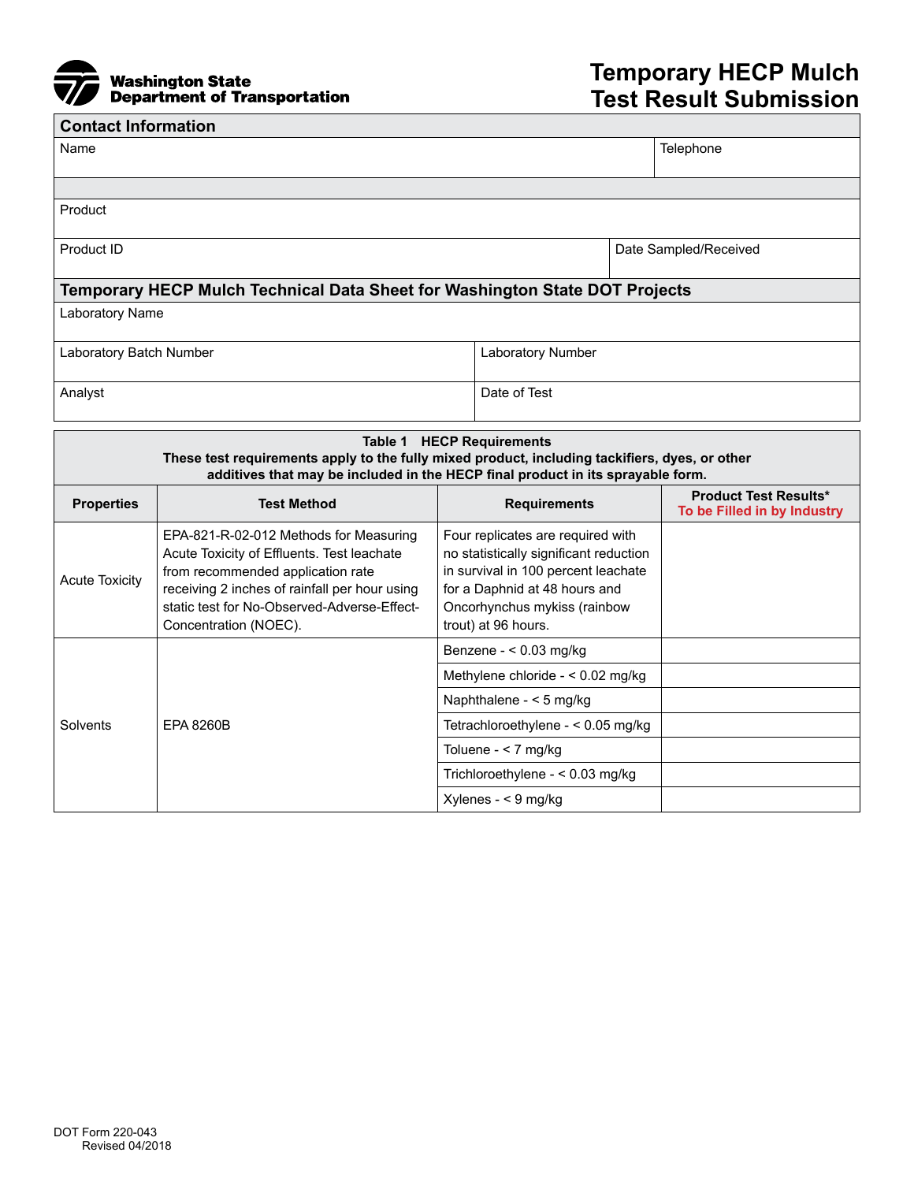Washington State Department of Transportation

# Temporary HECP Mulch Test Result Submission

## Contact Information

| Name | Telephone |
|---|---|
| | |

| Product | |
|---|---|
| Product ID | Date Sampled/Received |

## Temporary HECP Mulch Technical Data Sheet for Washington State DOT Projects

| Laboratory Name | |
|---|---|
| Laboratory Batch Number | Laboratory Number |
| Analyst | Date of Test |

**Table 1 HECP Requirements**
**These test requirements apply to the fully mixed product, including tackifiers, dyes, or other additives that may be included in the HECP final product in its sprayable form.**

| Properties | Test Method | Requirements | Product Test Results* To be Filled in by Industry |
|---|---|---|---|
| Acute Toxicity | EPA-821-R-02-012 Methods for Measuring Acute Toxicity of Effluents. Test leachate from recommended application rate receiving 2 inches of rainfall per hour using static test for No-Observed-Adverse-Effect-Concentration (NOEC). | Four replicates are required with no statistically significant reduction in survival in 100 percent leachate for a Daphnid at 48 hours and Oncorhynchus mykiss (rainbow trout) at 96 hours. | |
| Solvents | EPA 8260B | Benzene - < 0.03 mg/kg | |
| | | Methylene chloride - < 0.02 mg/kg | |
| | | Naphthalene - < 5 mg/kg | |
| | | Tetrachloroethylene - < 0.05 mg/kg | |
| | | Toluene - < 7 mg/kg | |
| | | Trichloroethylene - < 0.03 mg/kg | |
| | | Xylenes - < 9 mg/kg | |

DOT Form 220-043
Revised 04/2018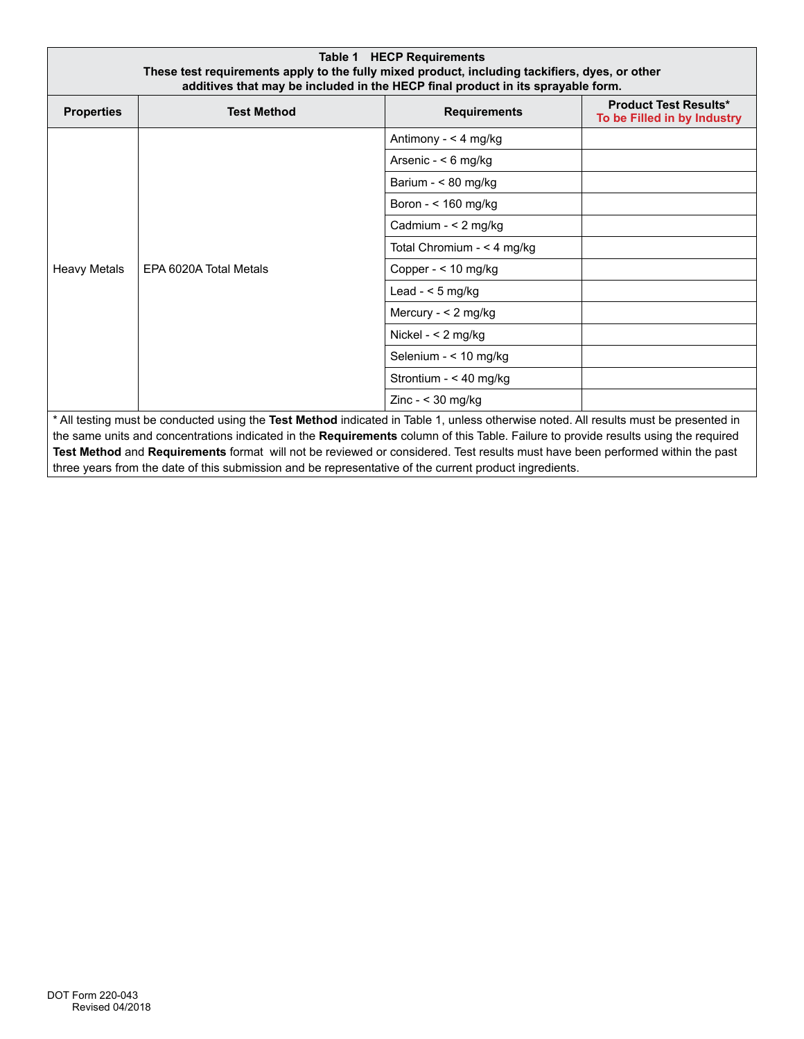**Table 1 HECP Requirements**
**These test requirements apply to the fully mixed product, including tackifiers, dyes, or other additives that may be included in the HECP final product in its sprayable form.**

| Properties | Test Method | Requirements | Product Test Results* To be Filled in by Industry |
|---|---|---|---|
| Heavy Metals | EPA 6020A Total Metals | Antimony - < 4 mg/kg | |
| | | Arsenic - < 6 mg/kg | |
| | | Barium - < 80 mg/kg | |
| | | Boron - < 160 mg/kg | |
| | | Cadmium - < 2 mg/kg | |
| | | Total Chromium - < 4 mg/kg | |
| | | Copper - < 10 mg/kg | |
| | | Lead - < 5 mg/kg | |
| | | Mercury - < 2 mg/kg | |
| | | Nickel - < 2 mg/kg | |
| | | Selenium - < 10 mg/kg | |
| | | Strontium - < 40 mg/kg | |
| | | Zinc - < 30 mg/kg | |

* All testing must be conducted using the **Test Method** indicated in Table 1, unless otherwise noted. All results must be presented in the same units and concentrations indicated in the **Requirements** column of this Table. Failure to provide results using the required **Test Method** and **Requirements** format will not be reviewed or considered. Test results must have been performed within the past three years from the date of this submission and be representative of the current product ingredients.

DOT Form 220-043
Revised 04/2018